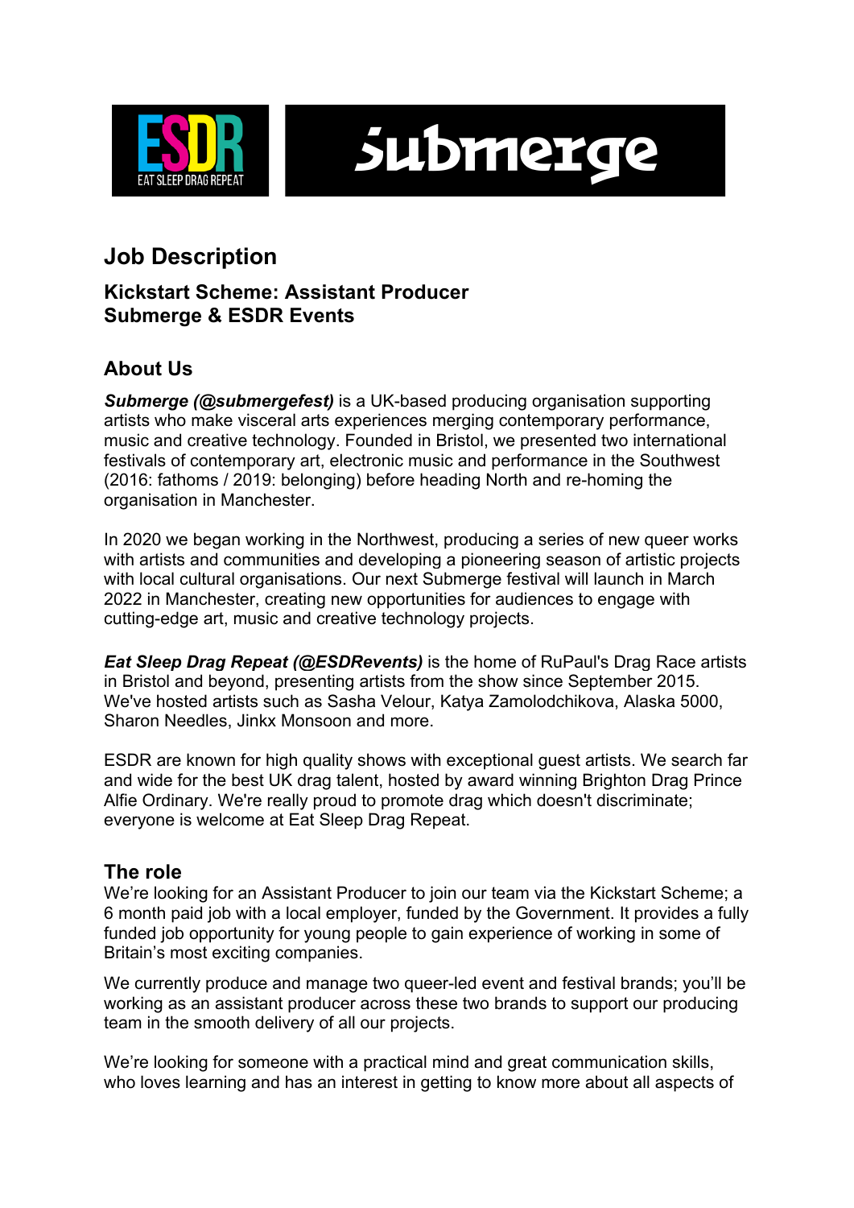# Job Description

## Kickstart Scheme: Assistant Producer
## Submerge & ESDR Events

## About Us

***Submerge (@submergefest)*** is a UK-based producing organisation supporting artists who make visceral arts experiences merging contemporary performance, music and creative technology. Founded in Bristol, we presented two international festivals of contemporary art, electronic music and performance in the Southwest (2016: fathoms / 2019: belonging) before heading North and re-homing the organisation in Manchester.

In 2020 we began working in the Northwest, producing a series of new queer works with artists and communities and developing a pioneering season of artistic projects with local cultural organisations. Our next Submerge festival will launch in March 2022 in Manchester, creating new opportunities for audiences to engage with cutting-edge art, music and creative technology projects.

***Eat Sleep Drag Repeat (@ESDRevents)*** is the home of RuPaul's Drag Race artists in Bristol and beyond, presenting artists from the show since September 2015. We've hosted artists such as Sasha Velour, Katya Zamolodchikova, Alaska 5000, Sharon Needles, Jinkx Monsoon and more.

ESDR are known for high quality shows with exceptional guest artists. We search far and wide for the best UK drag talent, hosted by award winning Brighton Drag Prince Alfie Ordinary. We're really proud to promote drag which doesn't discriminate; everyone is welcome at Eat Sleep Drag Repeat.

## The role

We're looking for an Assistant Producer to join our team via the Kickstart Scheme; a 6 month paid job with a local employer, funded by the Government. It provides a fully funded job opportunity for young people to gain experience of working in some of Britain's most exciting companies.

We currently produce and manage two queer-led event and festival brands; you'll be working as an assistant producer across these two brands to support our producing team in the smooth delivery of all our projects.

We're looking for someone with a practical mind and great communication skills, who loves learning and has an interest in getting to know more about all aspects of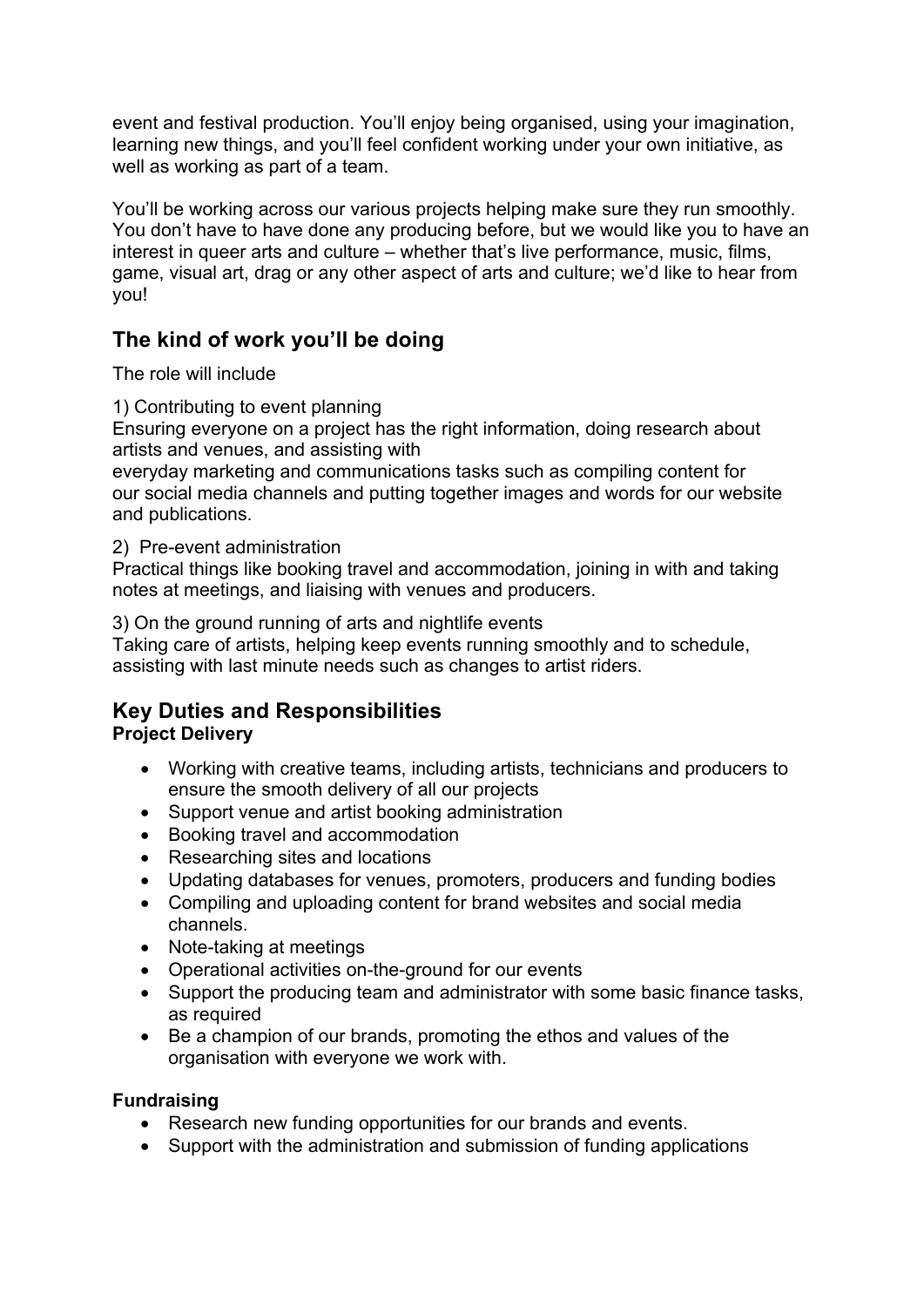event and festival production. You'll enjoy being organised, using your imagination, learning new things, and you'll feel confident working under your own initiative, as well as working as part of a team.

You'll be working across our various projects helping make sure they run smoothly. You don't have to have done any producing before, but we would like you to have an interest in queer arts and culture – whether that's live performance, music, films, game, visual art, drag or any other aspect of arts and culture; we'd like to hear from you!

## The kind of work you'll be doing

The role will include

1) Contributing to event planning
Ensuring everyone on a project has the right information, doing research about artists and venues, and assisting with
everyday marketing and communications tasks such as compiling content for our social media channels and putting together images and words for our website and publications.

2) Pre-event administration
Practical things like booking travel and accommodation, joining in with and taking notes at meetings, and liaising with venues and producers.

3) On the ground running of arts and nightlife events
Taking care of artists, helping keep events running smoothly and to schedule, assisting with last minute needs such as changes to artist riders.

## Key Duties and Responsibilities

**Project Delivery**

- Working with creative teams, including artists, technicians and producers to ensure the smooth delivery of all our projects
- Support venue and artist booking administration
- Booking travel and accommodation
- Researching sites and locations
- Updating databases for venues, promoters, producers and funding bodies
- Compiling and uploading content for brand websites and social media channels.
- Note-taking at meetings
- Operational activities on-the-ground for our events
- Support the producing team and administrator with some basic finance tasks, as required
- Be a champion of our brands, promoting the ethos and values of the organisation with everyone we work with.

**Fundraising**

- Research new funding opportunities for our brands and events.
- Support with the administration and submission of funding applications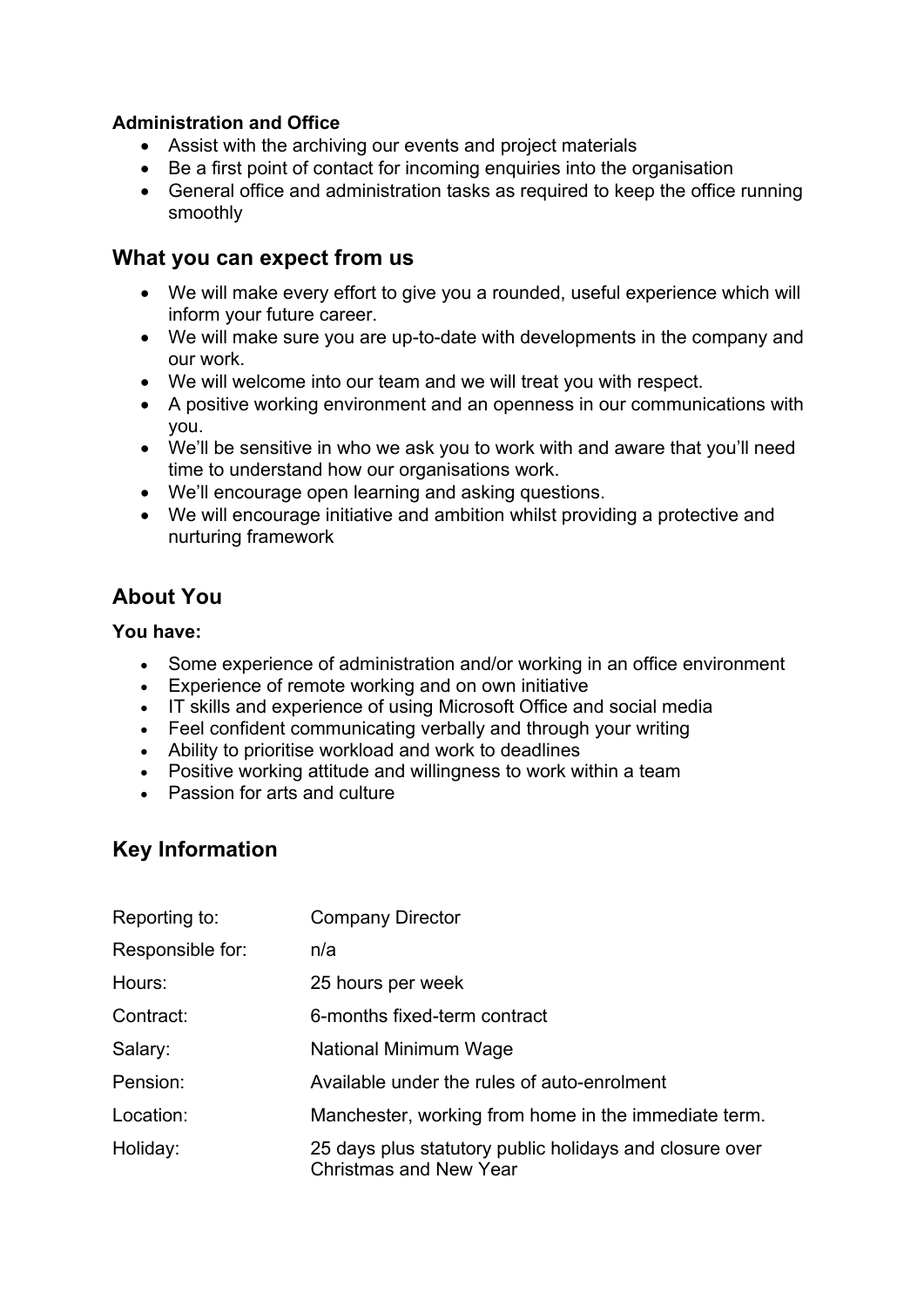**Administration and Office**

- Assist with the archiving our events and project materials
- Be a first point of contact for incoming enquiries into the organisation
- General office and administration tasks as required to keep the office running smoothly

## What you can expect from us

- We will make every effort to give you a rounded, useful experience which will inform your future career.
- We will make sure you are up-to-date with developments in the company and our work.
- We will welcome into our team and we will treat you with respect.
- A positive working environment and an openness in our communications with you.
- We'll be sensitive in who we ask you to work with and aware that you'll need time to understand how our organisations work.
- We'll encourage open learning and asking questions.
- We will encourage initiative and ambition whilst providing a protective and nurturing framework

## About You

**You have:**

- Some experience of administration and/or working in an office environment
- Experience of remote working and on own initiative
- IT skills and experience of using Microsoft Office and social media
- Feel confident communicating verbally and through your writing
- Ability to prioritise workload and work to deadlines
- Positive working attitude and willingness to work within a team
- Passion for arts and culture

## Key Information

| | |
|---|---|
| Reporting to: | Company Director |
| Responsible for: | n/a |
| Hours: | 25 hours per week |
| Contract: | 6-months fixed-term contract |
| Salary: | National Minimum Wage |
| Pension: | Available under the rules of auto-enrolment |
| Location: | Manchester, working from home in the immediate term. |
| Holiday: | 25 days plus statutory public holidays and closure over Christmas and New Year |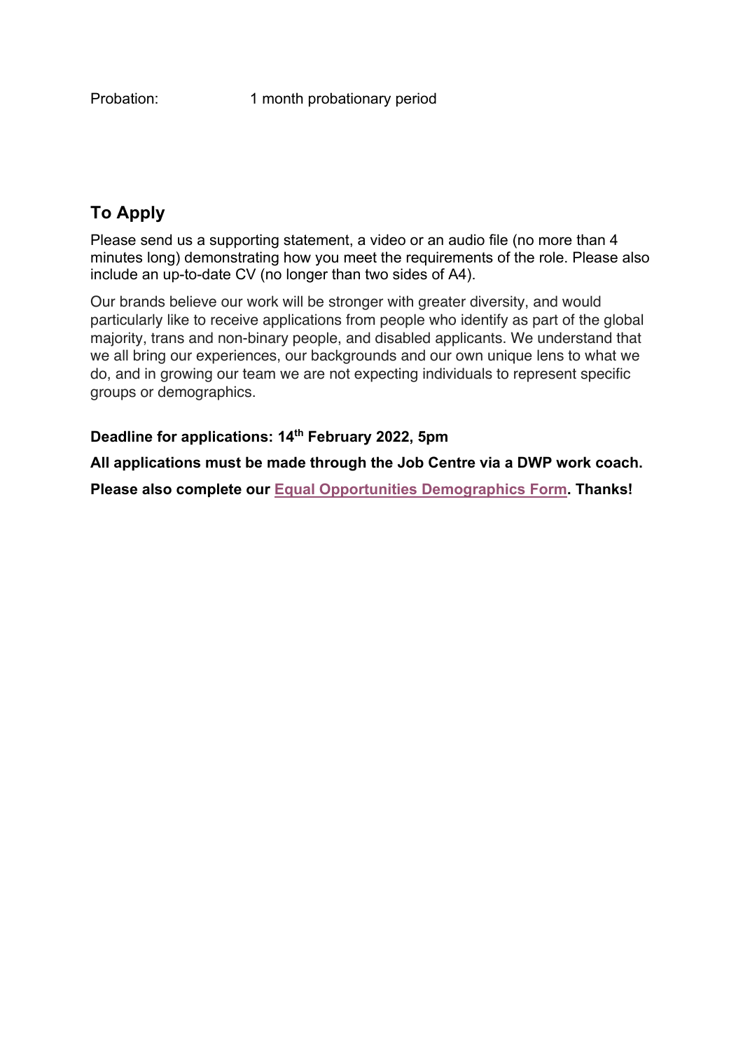Probation: 1 month probationary period

## To Apply

Please send us a supporting statement, a video or an audio file (no more than 4 minutes long) demonstrating how you meet the requirements of the role. Please also include an up-to-date CV (no longer than two sides of A4).

Our brands believe our work will be stronger with greater diversity, and would particularly like to receive applications from people who identify as part of the global majority, trans and non-binary people, and disabled applicants. We understand that we all bring our experiences, our backgrounds and our own unique lens to what we do, and in growing our team we are not expecting individuals to represent specific groups or demographics.

**Deadline for applications: 14th February 2022, 5pm**

**All applications must be made through the Job Centre via a DWP work coach.**

**Please also complete our Equal Opportunities Demographics Form. Thanks!**